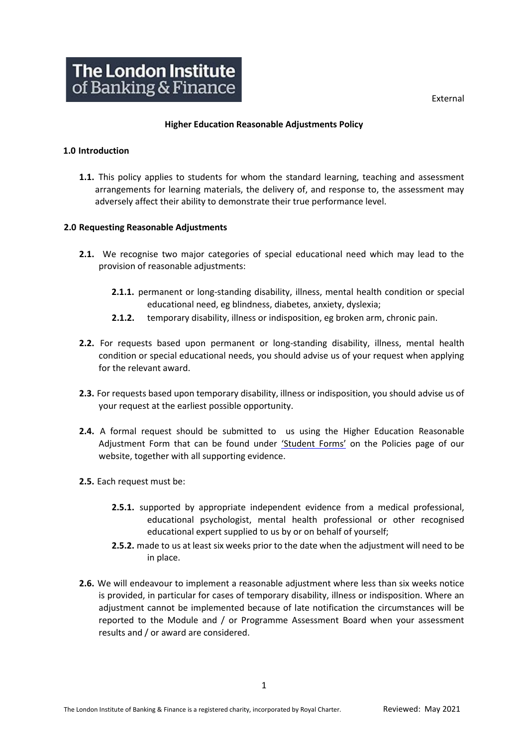The London Institute of Banking & Finance

External

# Higher Education Reasonable Adjustments Policy

## 1.0 Introduction

**1.1.** This policy applies to students for whom the standard learning, teaching and assessment arrangements for learning materials, the delivery of, and response to, the assessment may adversely affect their ability to demonstrate their true performance level.

## 2.0 Requesting Reasonable Adjustments

**2.1.** We recognise two major categories of special educational need which may lead to the provision of reasonable adjustments:

- **2.1.1.** permanent or long-standing disability, illness, mental health condition or special educational need, eg blindness, diabetes, anxiety, dyslexia;
- **2.1.2.** temporary disability, illness or indisposition, eg broken arm, chronic pain.

**2.2.** For requests based upon permanent or long-standing disability, illness, mental health condition or special educational needs, you should advise us of your request when applying for the relevant award.

**2.3.** For requests based upon temporary disability, illness or indisposition, you should advise us of your request at the earliest possible opportunity.

**2.4.** A formal request should be submitted to us using the Higher Education Reasonable Adjustment Form that can be found under 'Student Forms' on the Policies page of our website, together with all supporting evidence.

**2.5.** Each request must be:

- **2.5.1.** supported by appropriate independent evidence from a medical professional, educational psychologist, mental health professional or other recognised educational expert supplied to us by or on behalf of yourself;
- **2.5.2.** made to us at least six weeks prior to the date when the adjustment will need to be in place.

**2.6.** We will endeavour to implement a reasonable adjustment where less than six weeks notice is provided, in particular for cases of temporary disability, illness or indisposition. Where an adjustment cannot be implemented because of late notification the circumstances will be reported to the Module and / or Programme Assessment Board when your assessment results and / or award are considered.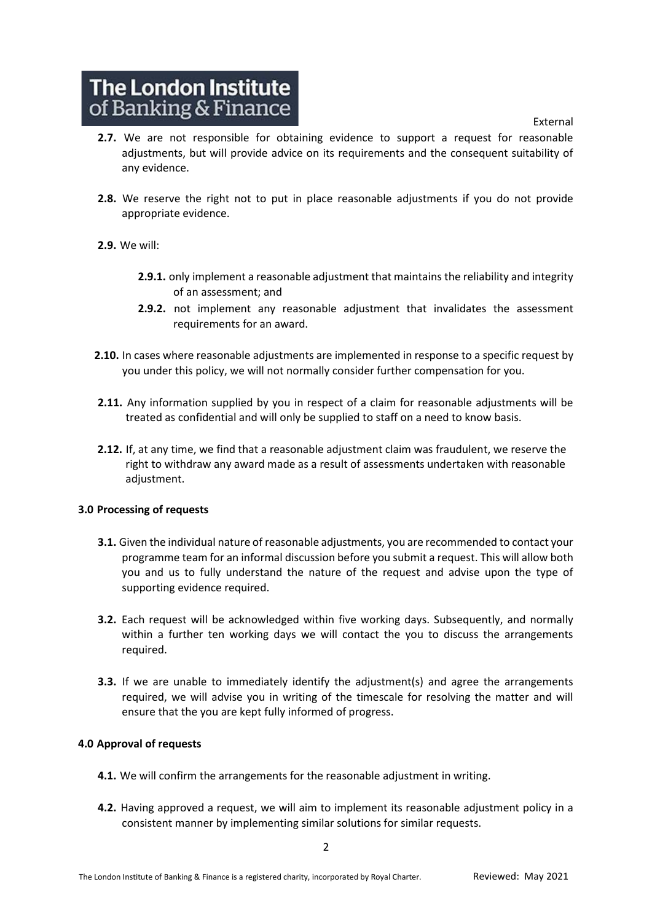**2.7.** We are not responsible for obtaining evidence to support a request for reasonable adjustments, but will provide advice on its requirements and the consequent suitability of any evidence.

**2.8.** We reserve the right not to put in place reasonable adjustments if you do not provide appropriate evidence.

**2.9.** We will:

- **2.9.1.** only implement a reasonable adjustment that maintains the reliability and integrity of an assessment; and
- **2.9.2.** not implement any reasonable adjustment that invalidates the assessment requirements for an award.

**2.10.** In cases where reasonable adjustments are implemented in response to a specific request by you under this policy, we will not normally consider further compensation for you.

**2.11.** Any information supplied by you in respect of a claim for reasonable adjustments will be treated as confidential and will only be supplied to staff on a need to know basis.

**2.12.** If, at any time, we find that a reasonable adjustment claim was fraudulent, we reserve the right to withdraw any award made as a result of assessments undertaken with reasonable adjustment.

### 3.0 Processing of requests

**3.1.** Given the individual nature of reasonable adjustments, you are recommended to contact your programme team for an informal discussion before you submit a request. This will allow both you and us to fully understand the nature of the request and advise upon the type of supporting evidence required.

**3.2.** Each request will be acknowledged within five working days. Subsequently, and normally within a further ten working days we will contact the you to discuss the arrangements required.

**3.3.** If we are unable to immediately identify the adjustment(s) and agree the arrangements required, we will advise you in writing of the timescale for resolving the matter and will ensure that the you are kept fully informed of progress.

### 4.0 Approval of requests

**4.1.** We will confirm the arrangements for the reasonable adjustment in writing.

**4.2.** Having approved a request, we will aim to implement its reasonable adjustment policy in a consistent manner by implementing similar solutions for similar requests.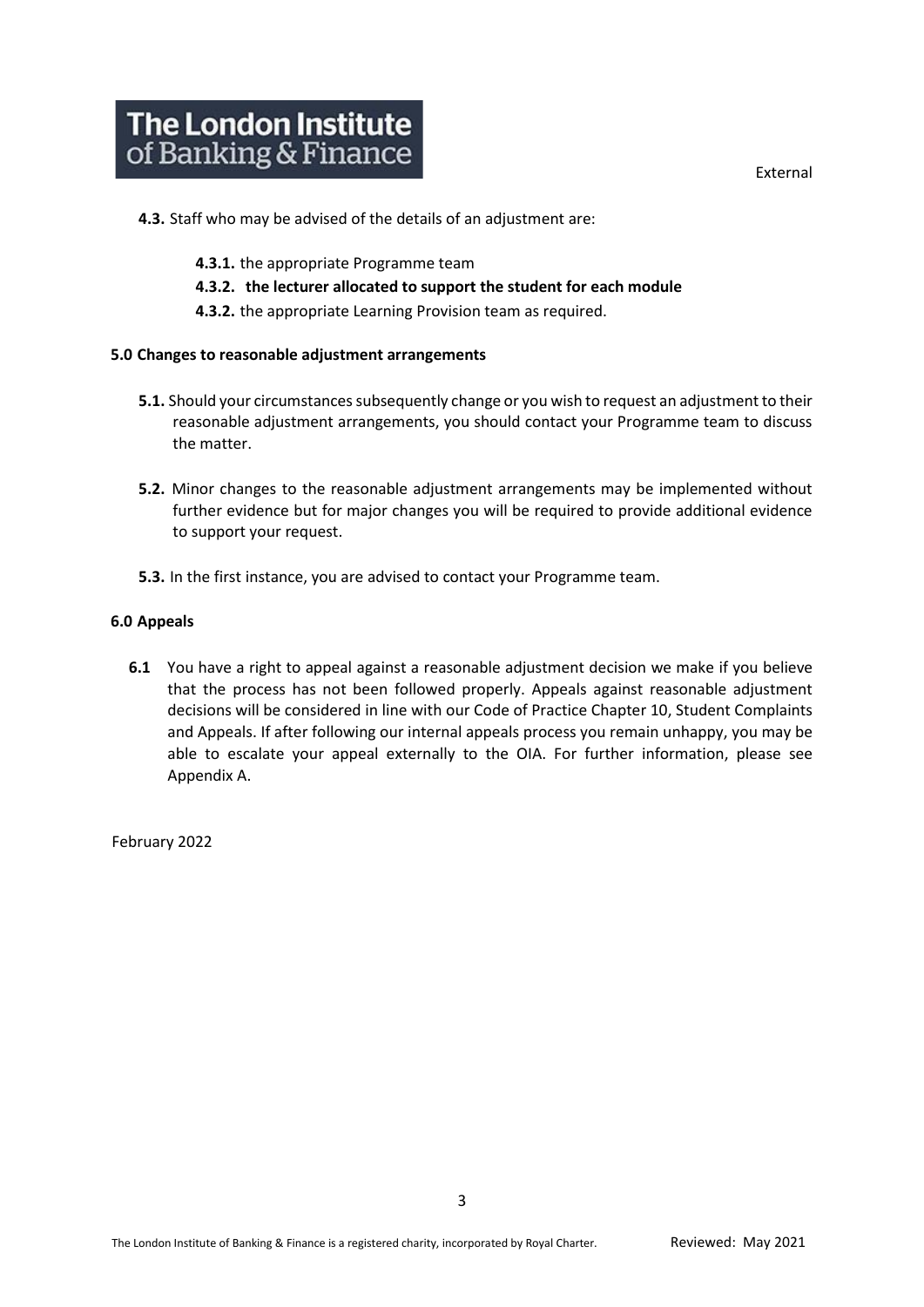**4.3.** Staff who may be advised of the details of an adjustment are:

- **4.3.1.** the appropriate Programme team
- **4.3.2. the lecturer allocated to support the student for each module**
- **4.3.2.** the appropriate Learning Provision team as required.

**5.0 Changes to reasonable adjustment arrangements**

**5.1.** Should your circumstances subsequently change or you wish to request an adjustment to their reasonable adjustment arrangements, you should contact your Programme team to discuss the matter.

**5.2.** Minor changes to the reasonable adjustment arrangements may be implemented without further evidence but for major changes you will be required to provide additional evidence to support your request.

**5.3.** In the first instance, you are advised to contact your Programme team.

**6.0 Appeals**

**6.1** You have a right to appeal against a reasonable adjustment decision we make if you believe that the process has not been followed properly. Appeals against reasonable adjustment decisions will be considered in line with our Code of Practice Chapter 10, Student Complaints and Appeals. If after following our internal appeals process you remain unhappy, you may be able to escalate your appeal externally to the OIA. For further information, please see Appendix A.

February 2022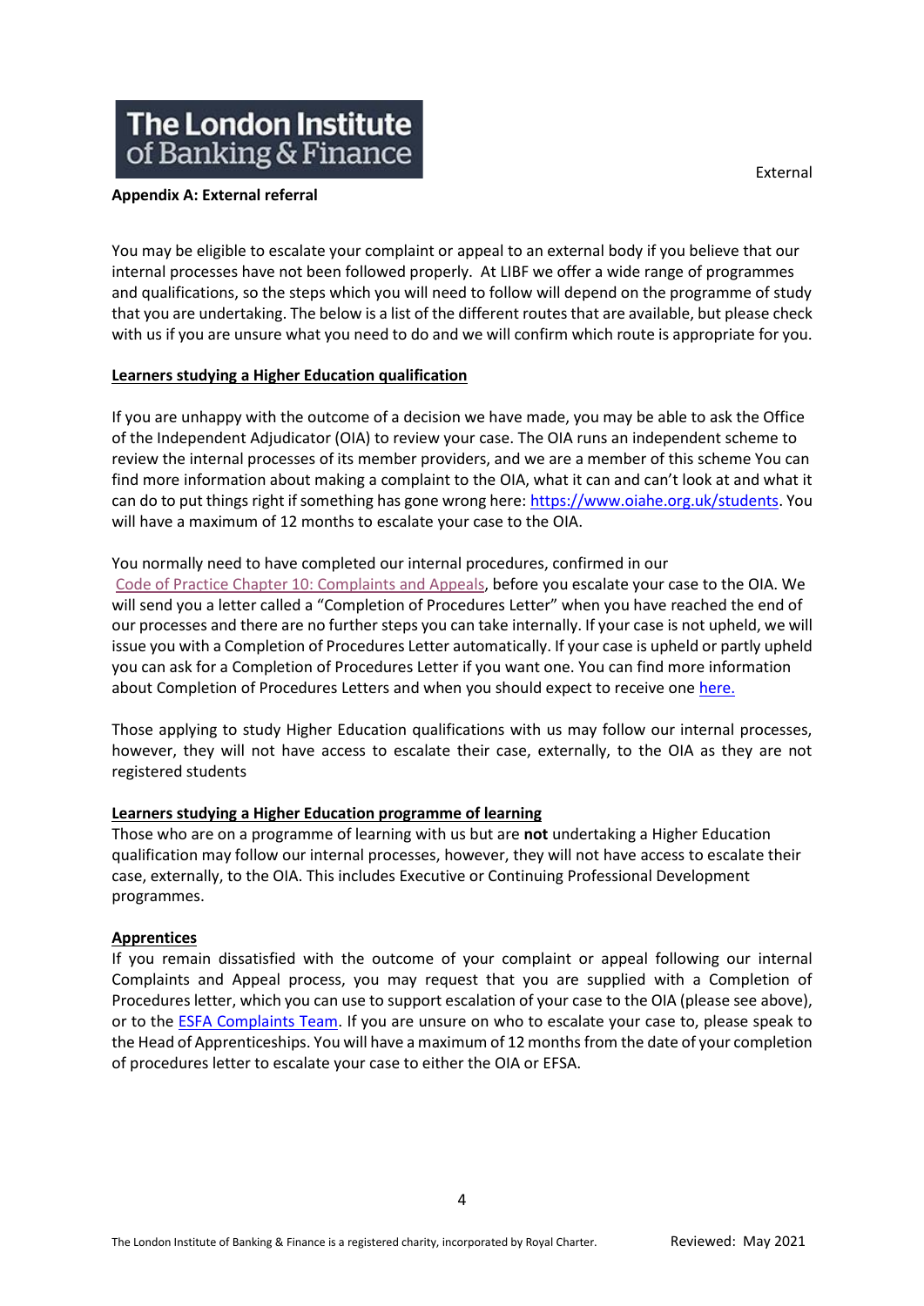**Appendix A: External referral**

You may be eligible to escalate your complaint or appeal to an external body if you believe that our internal processes have not been followed properly. At LIBF we offer a wide range of programmes and qualifications, so the steps which you will need to follow will depend on the programme of study that you are undertaking. The below is a list of the different routes that are available, but please check with us if you are unsure what you need to do and we will confirm which route is appropriate for you.

**Learners studying a Higher Education qualification**

If you are unhappy with the outcome of a decision we have made, you may be able to ask the Office of the Independent Adjudicator (OIA) to review your case. The OIA runs an independent scheme to review the internal processes of its member providers, and we are a member of this scheme You can find more information about making a complaint to the OIA, what it can and can't look at and what it can do to put things right if something has gone wrong here: https://www.oiahe.org.uk/students. You will have a maximum of 12 months to escalate your case to the OIA.

You normally need to have completed our internal procedures, confirmed in our Code of Practice Chapter 10: Complaints and Appeals, before you escalate your case to the OIA. We will send you a letter called a "Completion of Procedures Letter" when you have reached the end of our processes and there are no further steps you can take internally. If your case is not upheld, we will issue you with a Completion of Procedures Letter automatically. If your case is upheld or partly upheld you can ask for a Completion of Procedures Letter if you want one. You can find more information about Completion of Procedures Letters and when you should expect to receive one here.

Those applying to study Higher Education qualifications with us may follow our internal processes, however, they will not have access to escalate their case, externally, to the OIA as they are not registered students

**Learners studying a Higher Education programme of learning**

Those who are on a programme of learning with us but are **not** undertaking a Higher Education qualification may follow our internal processes, however, they will not have access to escalate their case, externally, to the OIA. This includes Executive or Continuing Professional Development programmes.

**Apprentices**

If you remain dissatisfied with the outcome of your complaint or appeal following our internal Complaints and Appeal process, you may request that you are supplied with a Completion of Procedures letter, which you can use to support escalation of your case to the OIA (please see above), or to the ESFA Complaints Team. If you are unsure on who to escalate your case to, please speak to the Head of Apprenticeships. You will have a maximum of 12 months from the date of your completion of procedures letter to escalate your case to either the OIA or EFSA.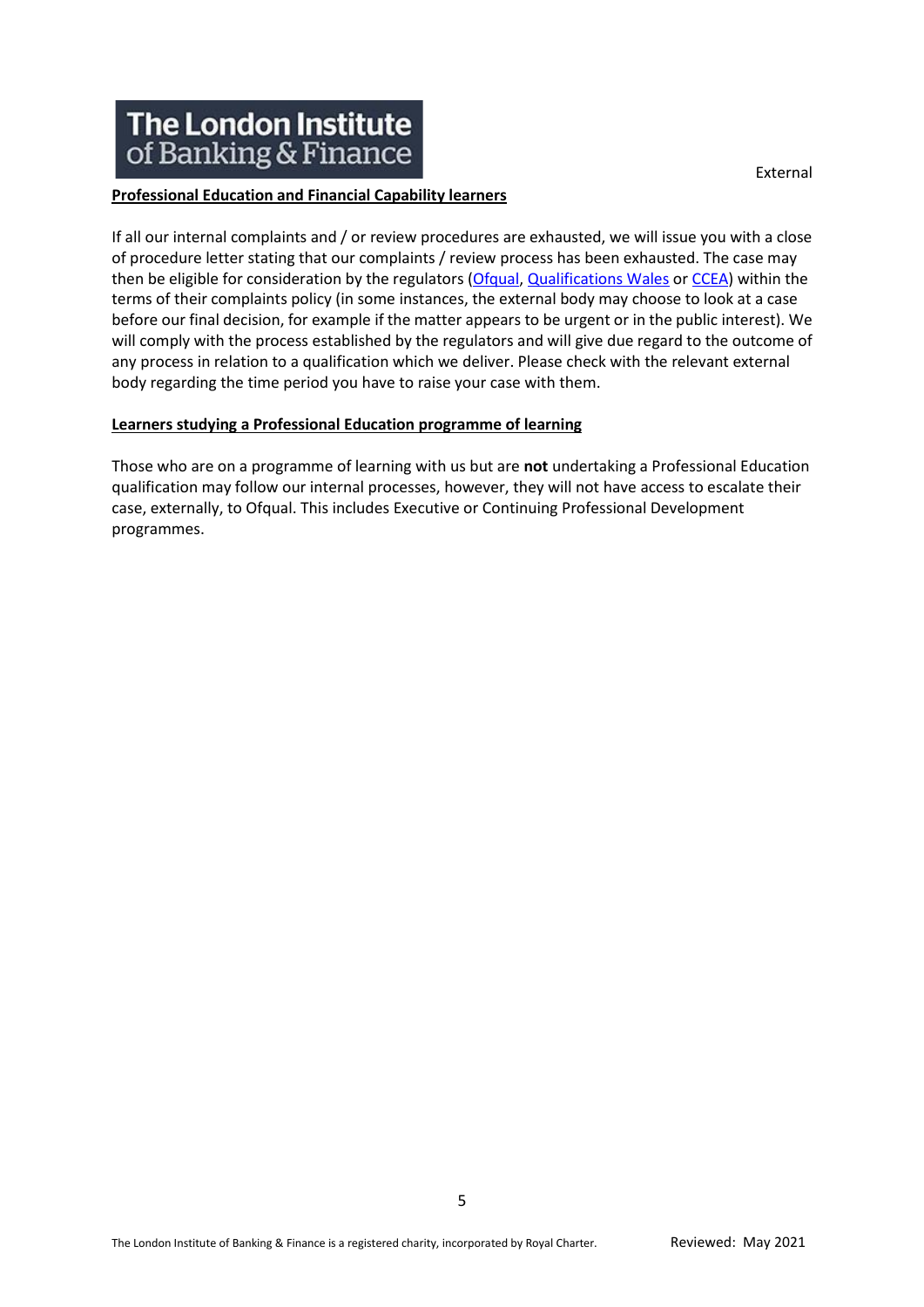**Professional Education and Financial Capability learners**

If all our internal complaints and / or review procedures are exhausted, we will issue you with a close of procedure letter stating that our complaints / review process has been exhausted. The case may then be eligible for consideration by the regulators (Ofqual, Qualifications Wales or CCEA) within the terms of their complaints policy (in some instances, the external body may choose to look at a case before our final decision, for example if the matter appears to be urgent or in the public interest). We will comply with the process established by the regulators and will give due regard to the outcome of any process in relation to a qualification which we deliver. Please check with the relevant external body regarding the time period you have to raise your case with them.

**Learners studying a Professional Education programme of learning**

Those who are on a programme of learning with us but are **not** undertaking a Professional Education qualification may follow our internal processes, however, they will not have access to escalate their case, externally, to Ofqual. This includes Executive or Continuing Professional Development programmes.